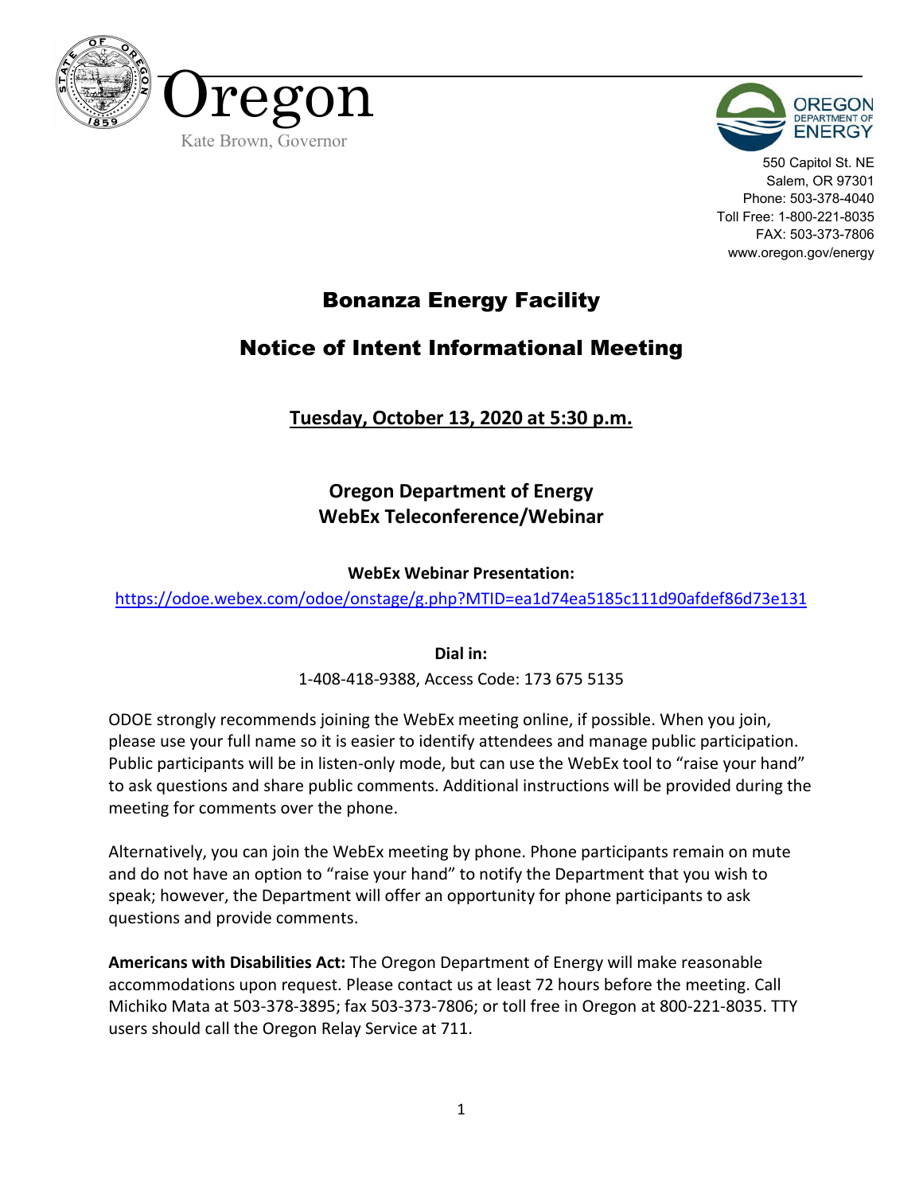Oregon

Kate Brown, Governor

OREGON DEPARTMENT OF ENERGY

550 Capitol St. NE
Salem, OR 97301
Phone: 503-378-4040
Toll Free: 1-800-221-8035
FAX: 503-373-7806
www.oregon.gov/energy

# Bonanza Energy Facility

# Notice of Intent Informational Meeting

**Tuesday, October 13, 2020 at 5:30 p.m.**

**Oregon Department of Energy**
**WebEx Teleconference/Webinar**

**WebEx Webinar Presentation:**
https://odoe.webex.com/odoe/onstage/g.php?MTID=ea1d74ea5185c111d90afdef86d73e131

**Dial in:**
1-408-418-9388, Access Code: 173 675 5135

ODOE strongly recommends joining the WebEx meeting online, if possible. When you join, please use your full name so it is easier to identify attendees and manage public participation. Public participants will be in listen-only mode, but can use the WebEx tool to "raise your hand" to ask questions and share public comments. Additional instructions will be provided during the meeting for comments over the phone.

Alternatively, you can join the WebEx meeting by phone. Phone participants remain on mute and do not have an option to "raise your hand" to notify the Department that you wish to speak; however, the Department will offer an opportunity for phone participants to ask questions and provide comments.

**Americans with Disabilities Act:** The Oregon Department of Energy will make reasonable accommodations upon request. Please contact us at least 72 hours before the meeting. Call Michiko Mata at 503-378-3895; fax 503-373-7806; or toll free in Oregon at 800-221-8035. TTY users should call the Oregon Relay Service at 711.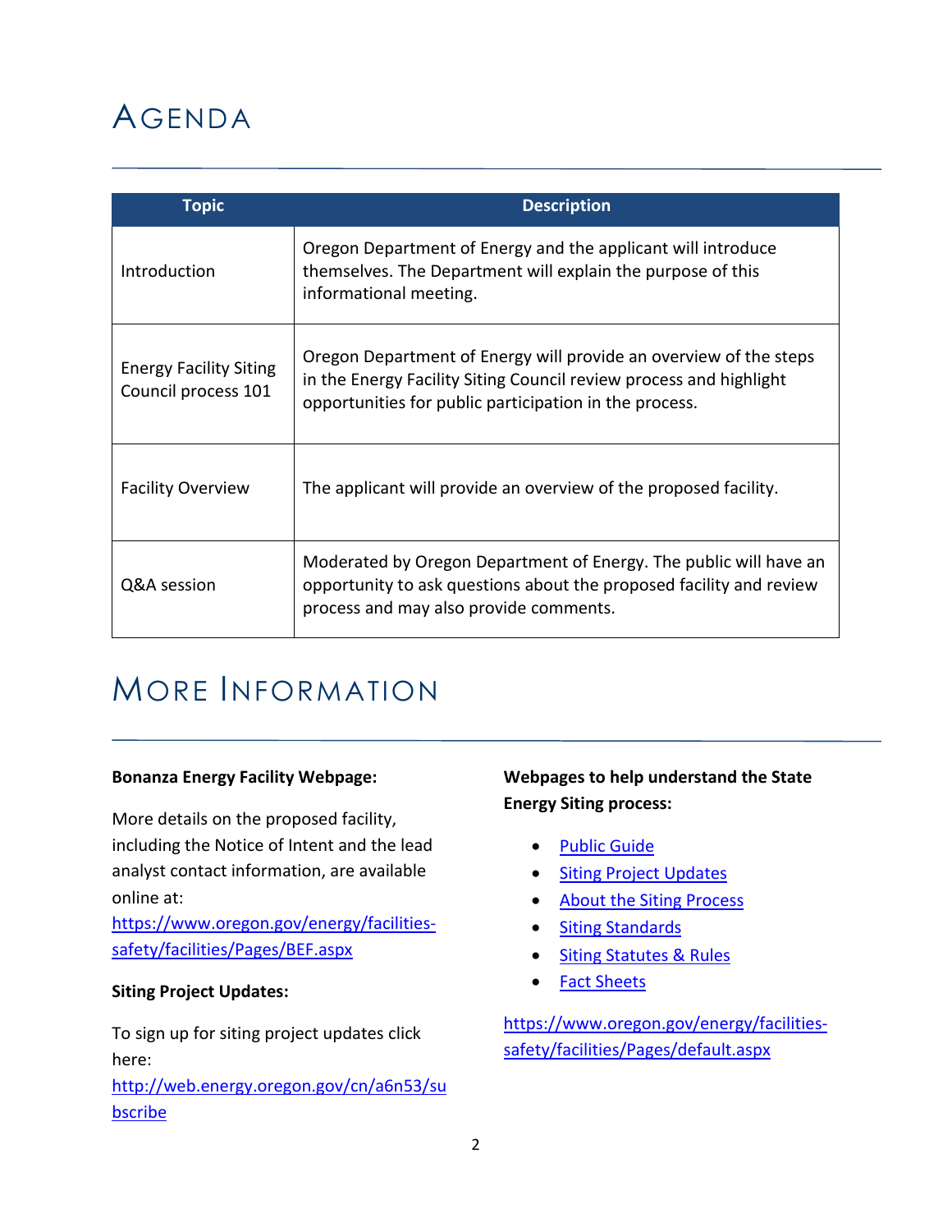# Agenda

| Topic | Description |
|---|---|
| Introduction | Oregon Department of Energy and the applicant will introduce themselves. The Department will explain the purpose of this informational meeting. |
| Energy Facility Siting Council process 101 | Oregon Department of Energy will provide an overview of the steps in the Energy Facility Siting Council review process and highlight opportunities for public participation in the process. |
| Facility Overview | The applicant will provide an overview of the proposed facility. |
| Q&A session | Moderated by Oregon Department of Energy. The public will have an opportunity to ask questions about the proposed facility and review process and may also provide comments. |

# More Information

**Bonanza Energy Facility Webpage:**

More details on the proposed facility, including the Notice of Intent and the lead analyst contact information, are available online at: https://www.oregon.gov/energy/facilities-safety/facilities/Pages/BEF.aspx

**Siting Project Updates:**

To sign up for siting project updates click here: http://web.energy.oregon.gov/cn/a6n53/subscribe

**Webpages to help understand the State Energy Siting process:**

- Public Guide
- Siting Project Updates
- About the Siting Process
- Siting Standards
- Siting Statutes & Rules
- Fact Sheets

https://www.oregon.gov/energy/facilities-safety/facilities/Pages/default.aspx